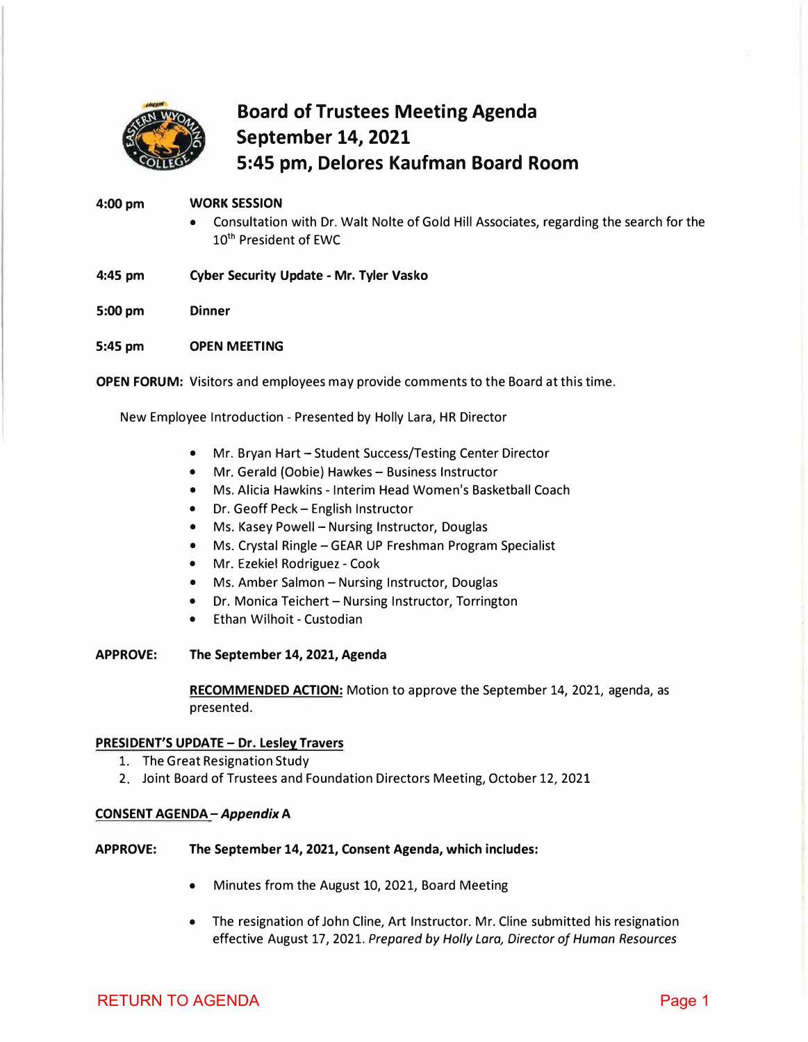# Board of Trustees Meeting Agenda
# September 14, 2021
# 5:45 pm, Delores Kaufman Board Room

**4:00 pm** **WORK SESSION**

- Consultation with Dr. Walt Nolte of Gold Hill Associates, regarding the search for the 10th President of EWC

**4:45 pm** **Cyber Security Update - Mr. Tyler Vasko**

**5:00 pm** **Dinner**

**5:45 pm** **OPEN MEETING**

**OPEN FORUM:** Visitors and employees may provide comments to the Board at this time.

New Employee Introduction - Presented by Holly Lara, HR Director

- Mr. Bryan Hart – Student Success/Testing Center Director
- Mr. Gerald (Oobie) Hawkes – Business Instructor
- Ms. Alicia Hawkins - Interim Head Women's Basketball Coach
- Dr. Geoff Peck – English Instructor
- Ms. Kasey Powell – Nursing Instructor, Douglas
- Ms. Crystal Ringle – GEAR UP Freshman Program Specialist
- Mr. Ezekiel Rodriguez - Cook
- Ms. Amber Salmon – Nursing Instructor, Douglas
- Dr. Monica Teichert – Nursing Instructor, Torrington
- Ethan Wilhoit - Custodian

**APPROVE:** **The September 14, 2021, Agenda**

<u>**RECOMMENDED ACTION:**</u> Motion to approve the September 14, 2021, agenda, as presented.

<u>**PRESIDENT'S UPDATE – Dr. Lesley Travers**</u>

1. The Great Resignation Study
2. Joint Board of Trustees and Foundation Directors Meeting, October 12, 2021

<u>**CONSENT AGENDA**</u> **–** ***Appendix* A**

**APPROVE:** **The September 14, 2021, Consent Agenda, which includes:**

- Minutes from the August 10, 2021, Board Meeting
- The resignation of John Cline, Art Instructor. Mr. Cline submitted his resignation effective August 17, 2021. *Prepared by Holly Lara, Director of Human Resources*

RETURN TO AGENDA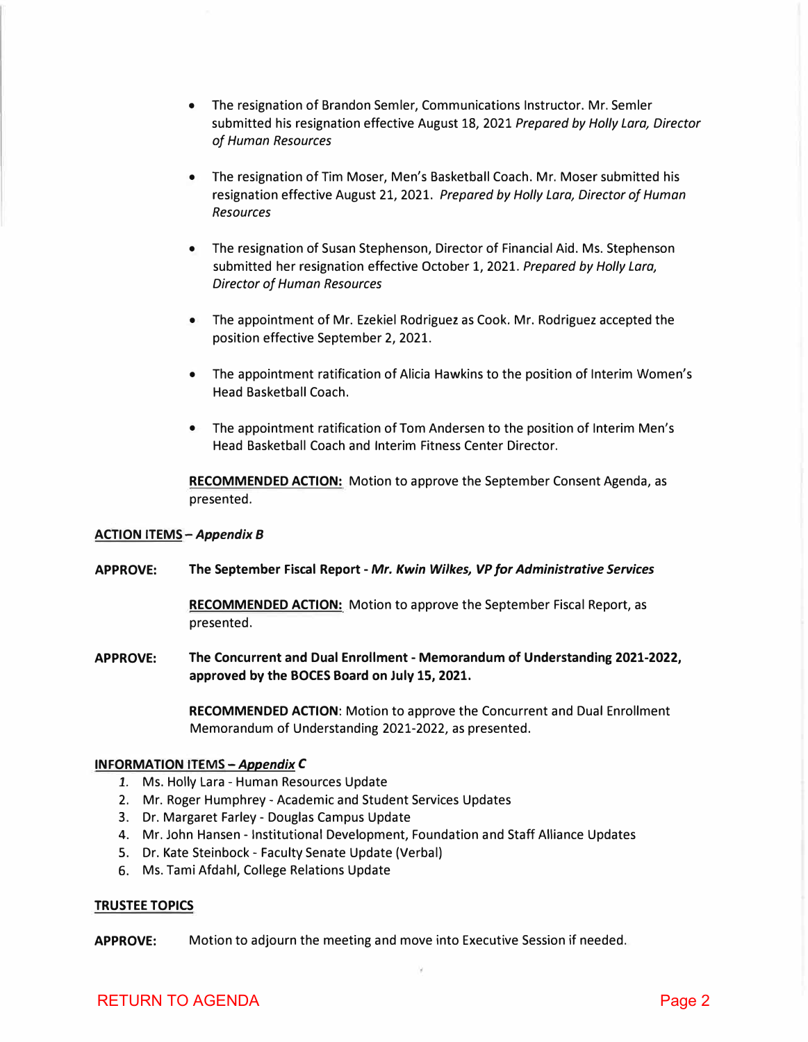- The resignation of Brandon Semler, Communications Instructor. Mr. Semler submitted his resignation effective August 18, 2021 *Prepared by Holly Lara, Director of Human Resources*

- The resignation of Tim Moser, Men's Basketball Coach. Mr. Moser submitted his resignation effective August 21, 2021. *Prepared by Holly Lara, Director of Human Resources*

- The resignation of Susan Stephenson, Director of Financial Aid. Ms. Stephenson submitted her resignation effective October 1, 2021. *Prepared by Holly Lara, Director of Human Resources*

- The appointment of Mr. Ezekiel Rodriguez as Cook. Mr. Rodriguez accepted the position effective September 2, 2021.

- The appointment ratification of Alicia Hawkins to the position of Interim Women's Head Basketball Coach.

- The appointment ratification of Tom Andersen to the position of Interim Men's Head Basketball Coach and Interim Fitness Center Director.

**RECOMMENDED ACTION:** Motion to approve the September Consent Agenda, as presented.

**ACTION ITEMS** – ***Appendix B***

**APPROVE:** **The September Fiscal Report -** ***Mr. Kwin Wilkes, VP for Administrative Services***

**RECOMMENDED ACTION:** Motion to approve the September Fiscal Report, as presented.

**APPROVE:** **The Concurrent and Dual Enrollment - Memorandum of Understanding 2021-2022, approved by the BOCES Board on July 15, 2021.**

**RECOMMENDED ACTION**: Motion to approve the Concurrent and Dual Enrollment Memorandum of Understanding 2021-2022, as presented.

**INFORMATION ITEMS** – ***Appendix C***

1. Ms. Holly Lara - Human Resources Update
2. Mr. Roger Humphrey - Academic and Student Services Updates
3. Dr. Margaret Farley - Douglas Campus Update
4. Mr. John Hansen - Institutional Development, Foundation and Staff Alliance Updates
5. Dr. Kate Steinbock - Faculty Senate Update (Verbal)
6. Ms. Tami Afdahl, College Relations Update

**TRUSTEE TOPICS**

**APPROVE:** Motion to adjourn the meeting and move into Executive Session if needed.

RETURN TO AGENDA